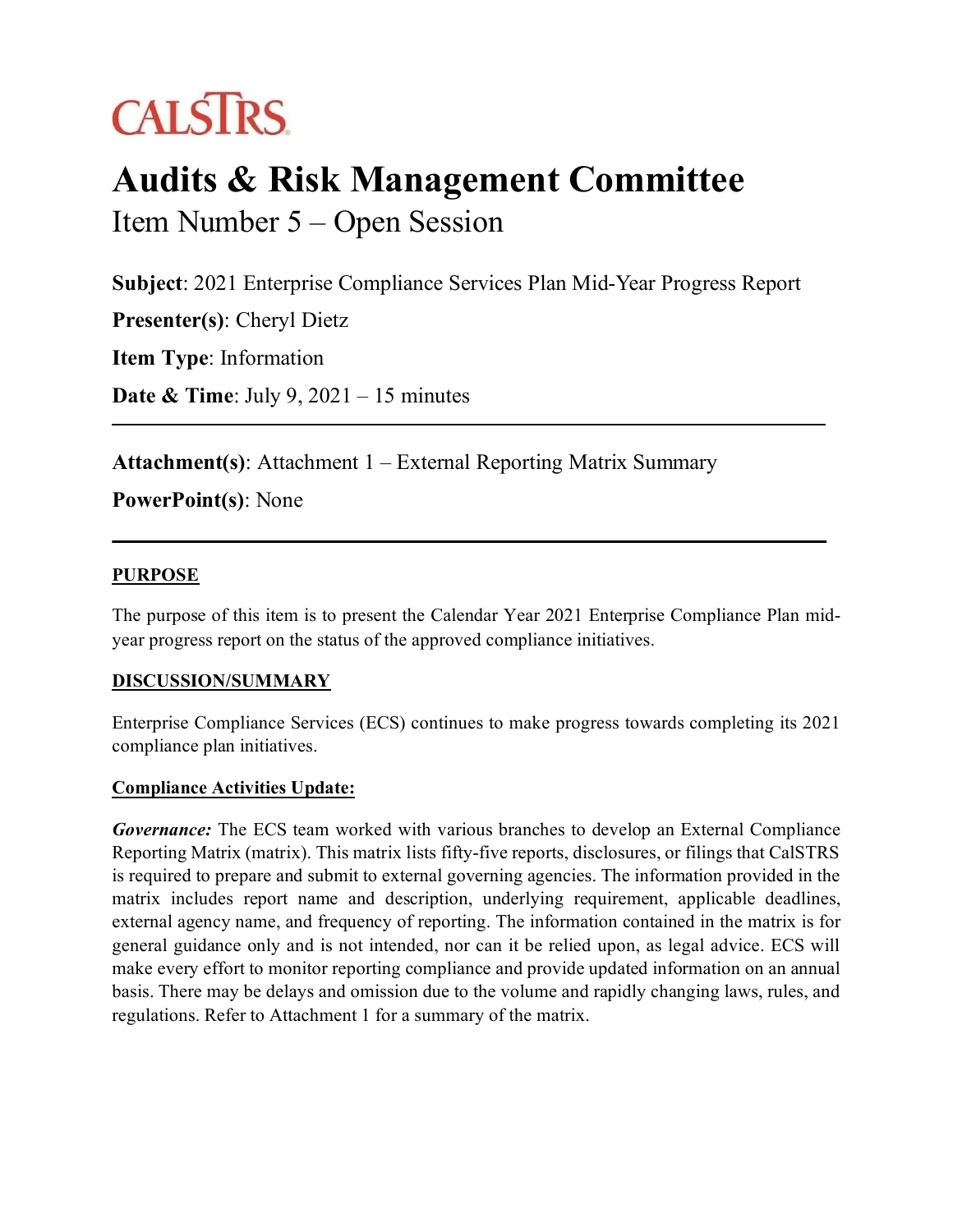CALSTRS

# Audits & Risk Management Committee

## Item Number 5 – Open Session

**Subject**: 2021 Enterprise Compliance Services Plan Mid-Year Progress Report

**Presenter(s)**: Cheryl Dietz

**Item Type**: Information

**Date & Time**: July 9, 2021 – 15 minutes

---

**Attachment(s)**: Attachment 1 – External Reporting Matrix Summary

**PowerPoint(s)**: None

---

**PURPOSE**

The purpose of this item is to present the Calendar Year 2021 Enterprise Compliance Plan mid-year progress report on the status of the approved compliance initiatives.

**DISCUSSION/SUMMARY**

Enterprise Compliance Services (ECS) continues to make progress towards completing its 2021 compliance plan initiatives.

**Compliance Activities Update:**

***Governance:*** The ECS team worked with various branches to develop an External Compliance Reporting Matrix (matrix). This matrix lists fifty-five reports, disclosures, or filings that CalSTRS is required to prepare and submit to external governing agencies. The information provided in the matrix includes report name and description, underlying requirement, applicable deadlines, external agency name, and frequency of reporting. The information contained in the matrix is for general guidance only and is not intended, nor can it be relied upon, as legal advice. ECS will make every effort to monitor reporting compliance and provide updated information on an annual basis. There may be delays and omission due to the volume and rapidly changing laws, rules, and regulations. Refer to Attachment 1 for a summary of the matrix.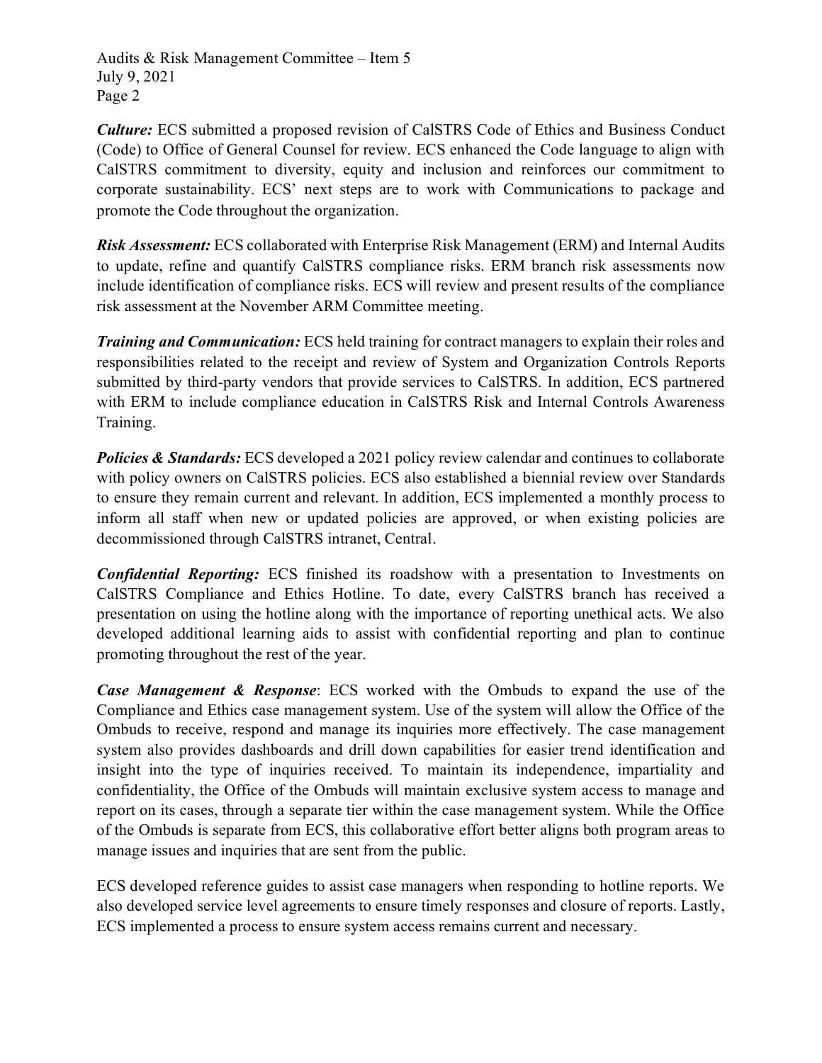***Culture:*** ECS submitted a proposed revision of CalSTRS Code of Ethics and Business Conduct (Code) to Office of General Counsel for review. ECS enhanced the Code language to align with CalSTRS commitment to diversity, equity and inclusion and reinforces our commitment to corporate sustainability. ECS' next steps are to work with Communications to package and promote the Code throughout the organization.

***Risk Assessment:*** ECS collaborated with Enterprise Risk Management (ERM) and Internal Audits to update, refine and quantify CalSTRS compliance risks. ERM branch risk assessments now include identification of compliance risks. ECS will review and present results of the compliance risk assessment at the November ARM Committee meeting.

***Training and Communication:*** ECS held training for contract managers to explain their roles and responsibilities related to the receipt and review of System and Organization Controls Reports submitted by third-party vendors that provide services to CalSTRS. In addition, ECS partnered with ERM to include compliance education in CalSTRS Risk and Internal Controls Awareness Training.

***Policies & Standards:*** ECS developed a 2021 policy review calendar and continues to collaborate with policy owners on CalSTRS policies. ECS also established a biennial review over Standards to ensure they remain current and relevant. In addition, ECS implemented a monthly process to inform all staff when new or updated policies are approved, or when existing policies are decommissioned through CalSTRS intranet, Central.

***Confidential Reporting:*** ECS finished its roadshow with a presentation to Investments on CalSTRS Compliance and Ethics Hotline. To date, every CalSTRS branch has received a presentation on using the hotline along with the importance of reporting unethical acts. We also developed additional learning aids to assist with confidential reporting and plan to continue promoting throughout the rest of the year.

***Case Management & Response***: ECS worked with the Ombuds to expand the use of the Compliance and Ethics case management system. Use of the system will allow the Office of the Ombuds to receive, respond and manage its inquiries more effectively. The case management system also provides dashboards and drill down capabilities for easier trend identification and insight into the type of inquiries received. To maintain its independence, impartiality and confidentiality, the Office of the Ombuds will maintain exclusive system access to manage and report on its cases, through a separate tier within the case management system. While the Office of the Ombuds is separate from ECS, this collaborative effort better aligns both program areas to manage issues and inquiries that are sent from the public.

ECS developed reference guides to assist case managers when responding to hotline reports. We also developed service level agreements to ensure timely responses and closure of reports. Lastly, ECS implemented a process to ensure system access remains current and necessary.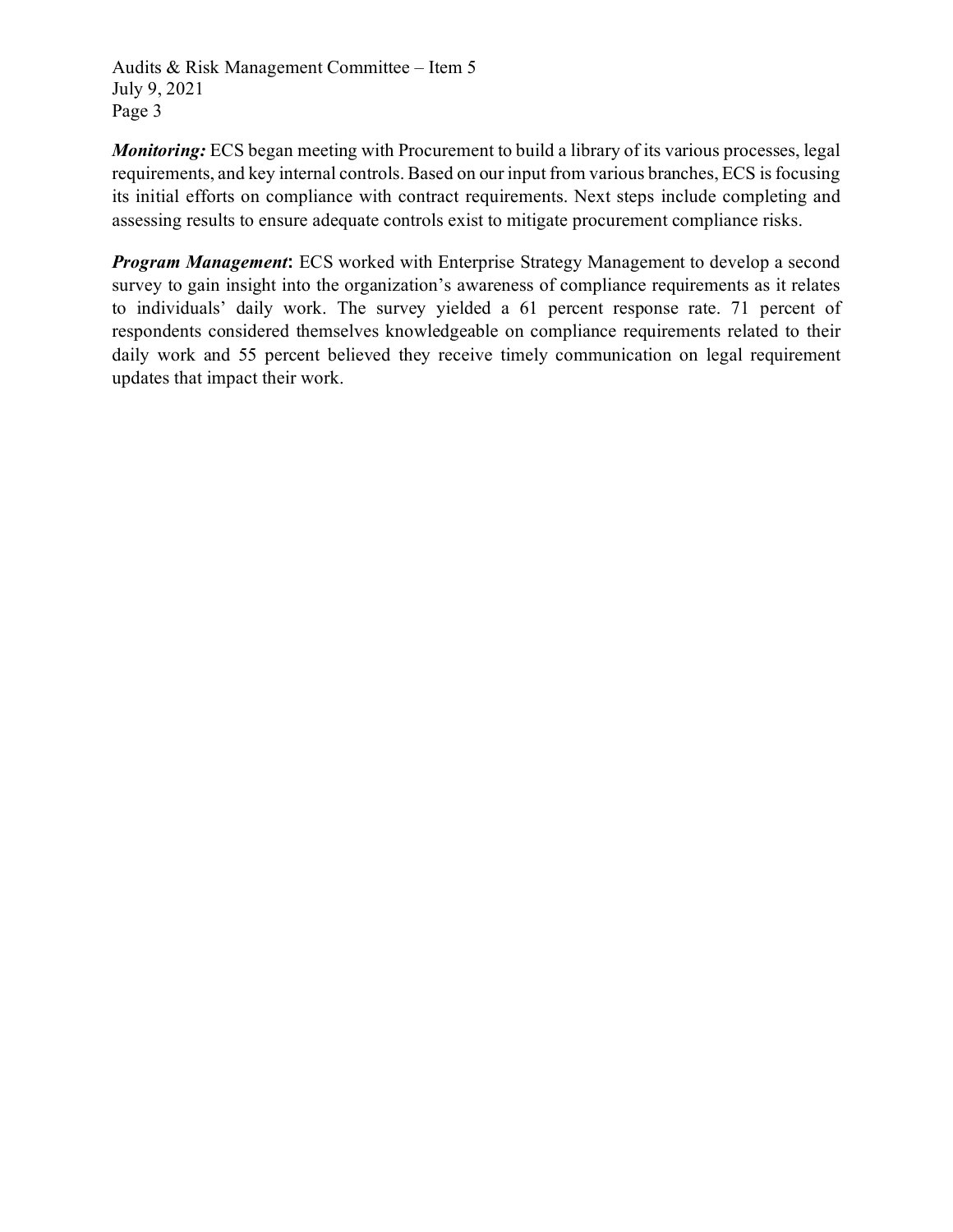***Monitoring:*** ECS began meeting with Procurement to build a library of its various processes, legal requirements, and key internal controls. Based on our input from various branches, ECS is focusing its initial efforts on compliance with contract requirements. Next steps include completing and assessing results to ensure adequate controls exist to mitigate procurement compliance risks.

***Program Management*:** ECS worked with Enterprise Strategy Management to develop a second survey to gain insight into the organization's awareness of compliance requirements as it relates to individuals' daily work. The survey yielded a 61 percent response rate. 71 percent of respondents considered themselves knowledgeable on compliance requirements related to their daily work and 55 percent believed they receive timely communication on legal requirement updates that impact their work.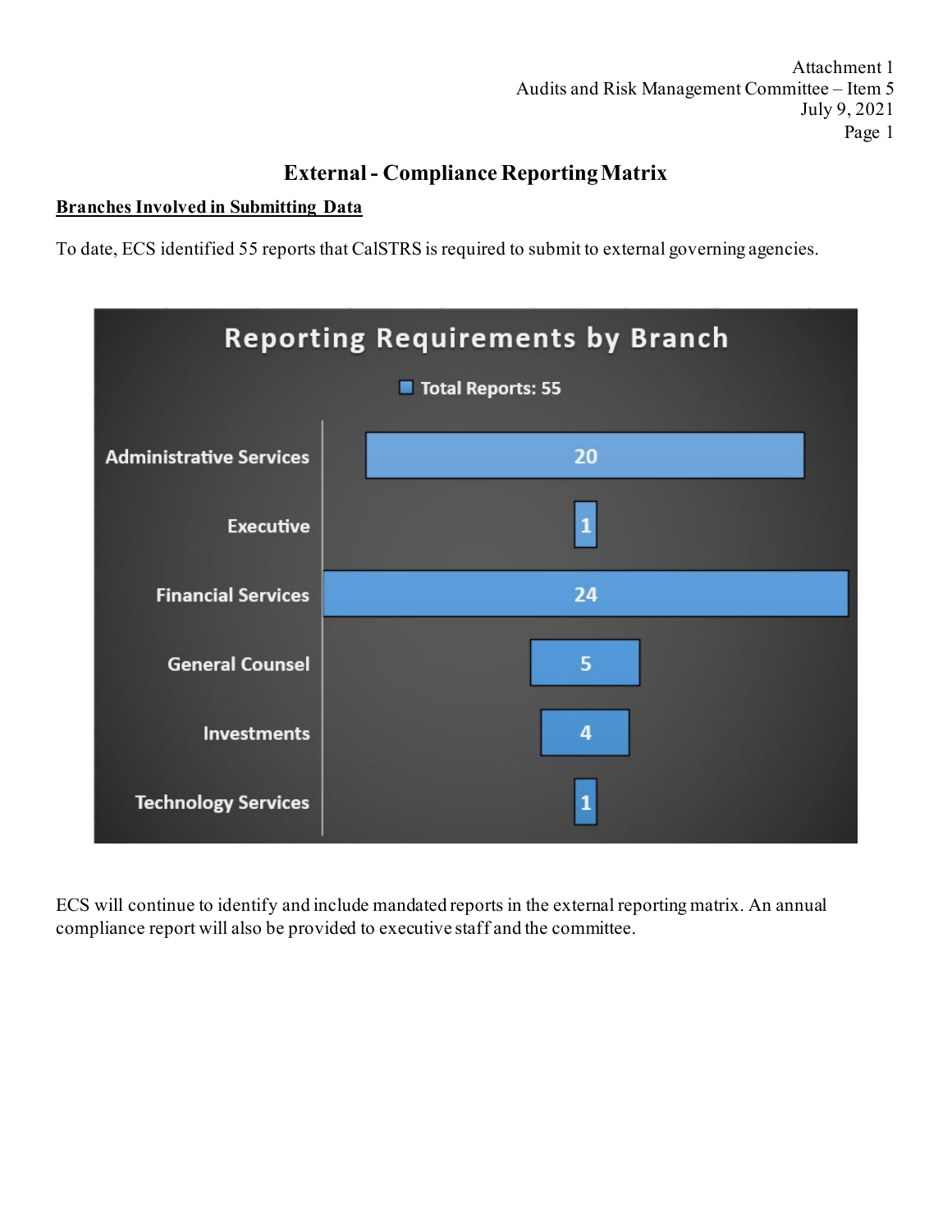Attachment 1
Audits and Risk Management Committee – Item 5
July 9, 2021

# External - Compliance Reporting Matrix

**Branches Involved in Submitting Data**

To date, ECS identified 55 reports that CalSTRS is required to submit to external governing agencies.

**Reporting Requirements by Branch**

Total Reports: 55

| Branch | Reports |
|---|---|
| Administrative Services | 20 |
| Executive | 1 |
| Financial Services | 24 |
| General Counsel | 5 |
| Investments | 4 |
| Technology Services | 1 |

ECS will continue to identify and include mandated reports in the external reporting matrix. An annual compliance report will also be provided to executive staff and the committee.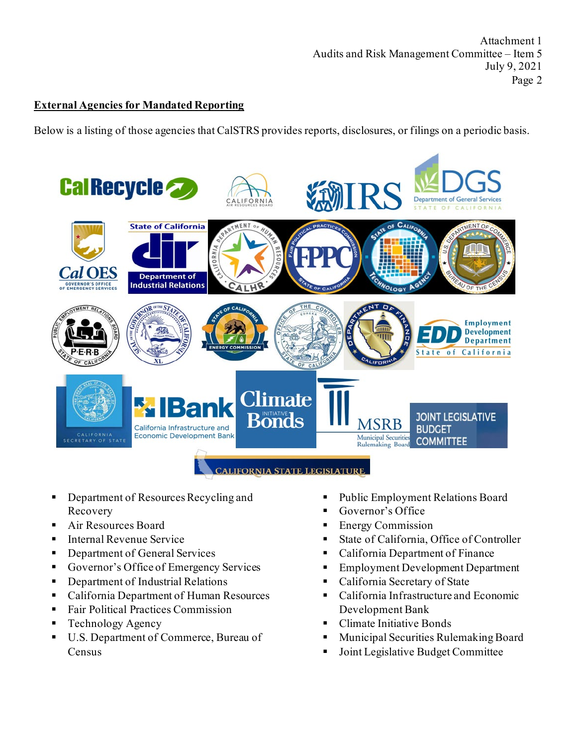## External Agencies for Mandated Reporting

Below is a listing of those agencies that CalSTRS provides reports, disclosures, or filings on a periodic basis.

- Department of Resources Recycling and Recovery
- Air Resources Board
- Internal Revenue Service
- Department of General Services
- Governor's Office of Emergency Services
- Department of Industrial Relations
- California Department of Human Resources
- Fair Political Practices Commission
- Technology Agency
- U.S. Department of Commerce, Bureau of Census
- Public Employment Relations Board
- Governor's Office
- Energy Commission
- State of California, Office of Controller
- California Department of Finance
- Employment Development Department
- California Secretary of State
- California Infrastructure and Economic Development Bank
- Climate Initiative Bonds
- Municipal Securities Rulemaking Board
- Joint Legislative Budget Committee